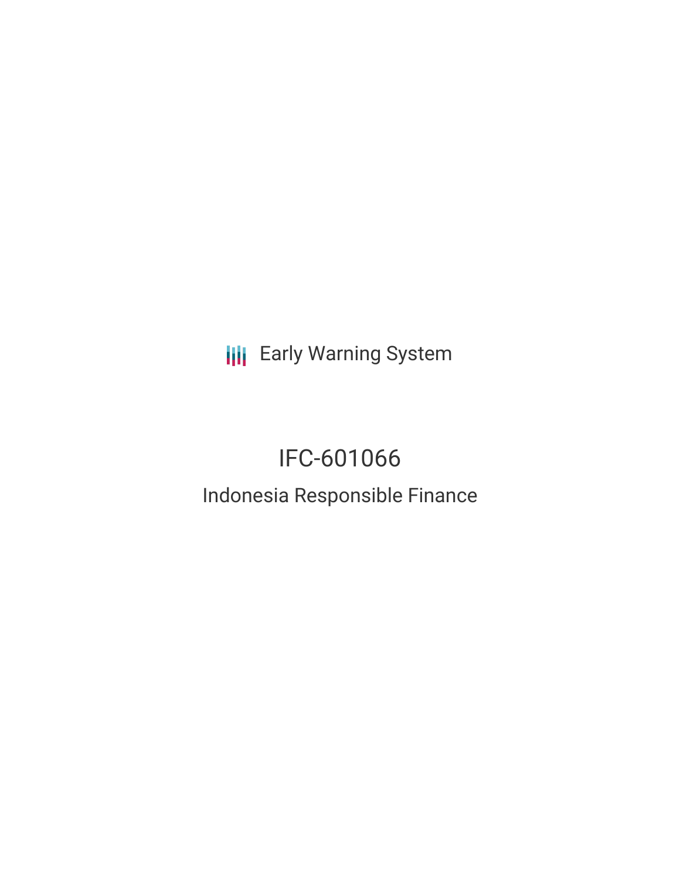Early Warning System

# IFC-601066

## Indonesia Responsible Finance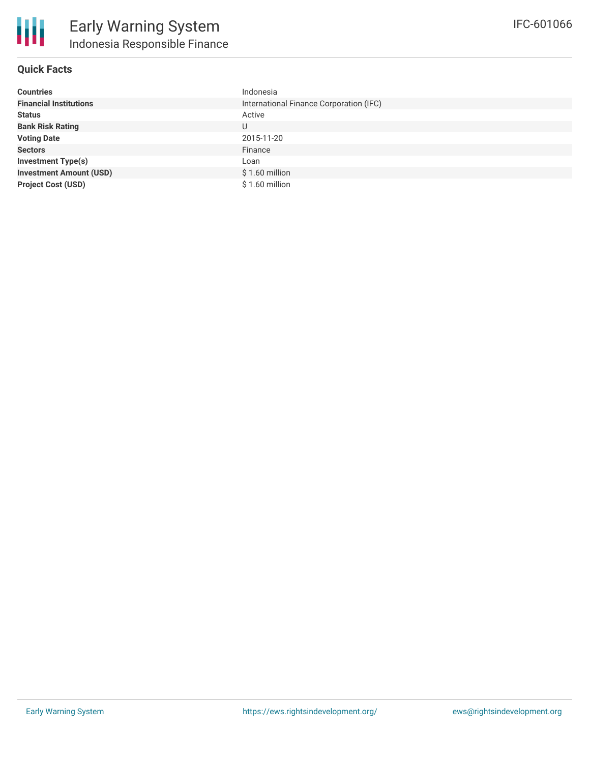# Early Warning System

## Indonesia Responsible Finance

IFC-601066

### Quick Facts

| | |
|---|---|
| **Countries** | Indonesia |
| **Financial Institutions** | International Finance Corporation (IFC) |
| **Status** | Active |
| **Bank Risk Rating** | U |
| **Voting Date** | 2015-11-20 |
| **Sectors** | Finance |
| **Investment Type(s)** | Loan |
| **Investment Amount (USD)** | $ 1.60 million |
| **Project Cost (USD)** | $ 1.60 million |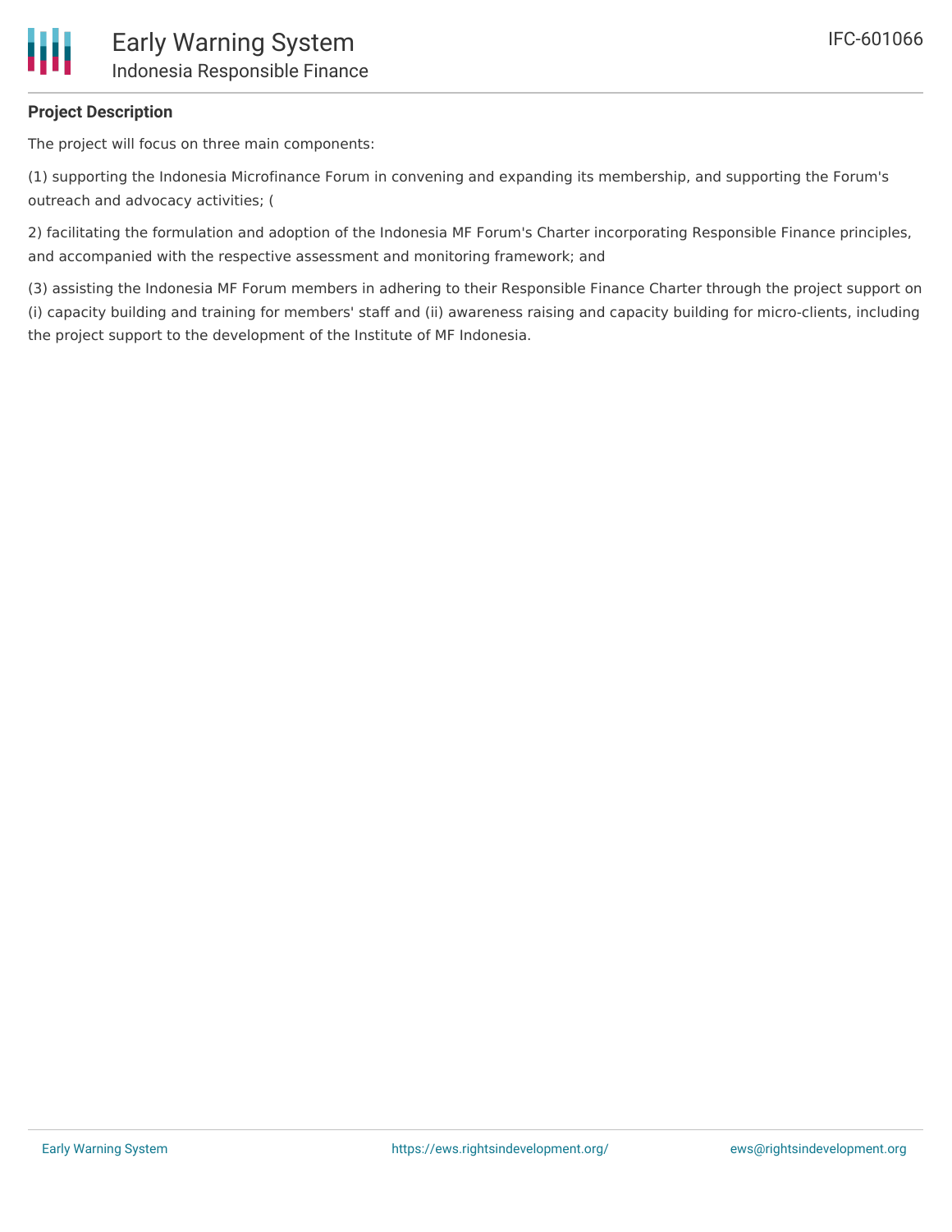**Project Description**

The project will focus on three main components:

(1) supporting the Indonesia Microfinance Forum in convening and expanding its membership, and supporting the Forum's outreach and advocacy activities; (

2) facilitating the formulation and adoption of the Indonesia MF Forum's Charter incorporating Responsible Finance principles, and accompanied with the respective assessment and monitoring framework; and

(3) assisting the Indonesia MF Forum members in adhering to their Responsible Finance Charter through the project support on (i) capacity building and training for members' staff and (ii) awareness raising and capacity building for micro-clients, including the project support to the development of the Institute of MF Indonesia.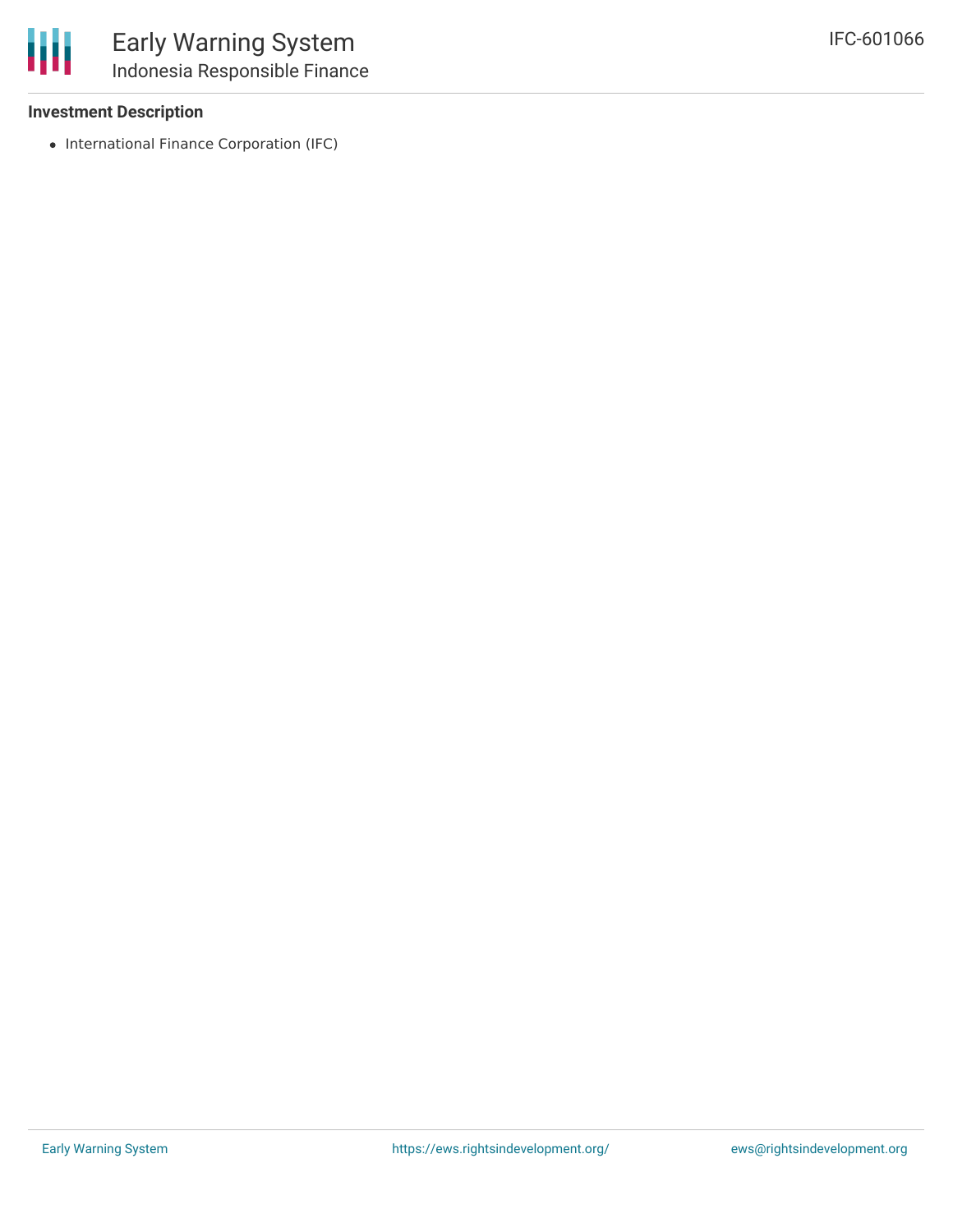### Investment Description

- International Finance Corporation (IFC)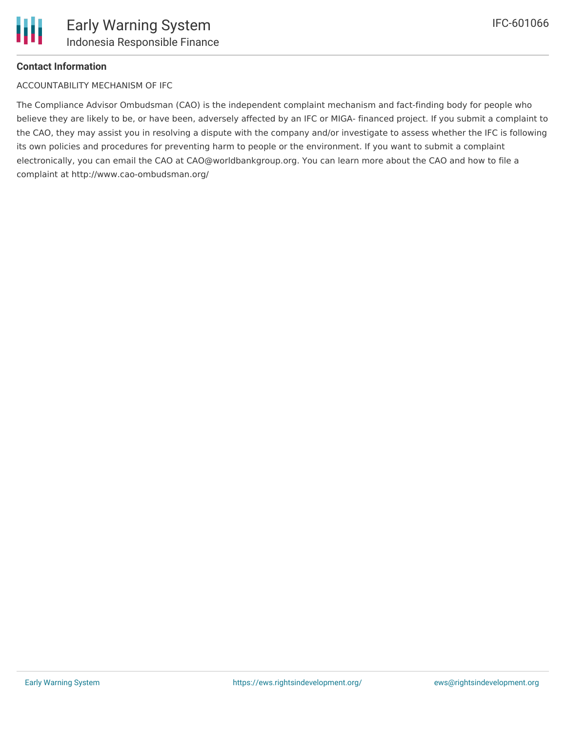**Contact Information**

ACCOUNTABILITY MECHANISM OF IFC

The Compliance Advisor Ombudsman (CAO) is the independent complaint mechanism and fact-finding body for people who believe they are likely to be, or have been, adversely affected by an IFC or MIGA- financed project. If you submit a complaint to the CAO, they may assist you in resolving a dispute with the company and/or investigate to assess whether the IFC is following its own policies and procedures for preventing harm to people or the environment. If you want to submit a complaint electronically, you can email the CAO at CAO@worldbankgroup.org. You can learn more about the CAO and how to file a complaint at http://www.cao-ombudsman.org/